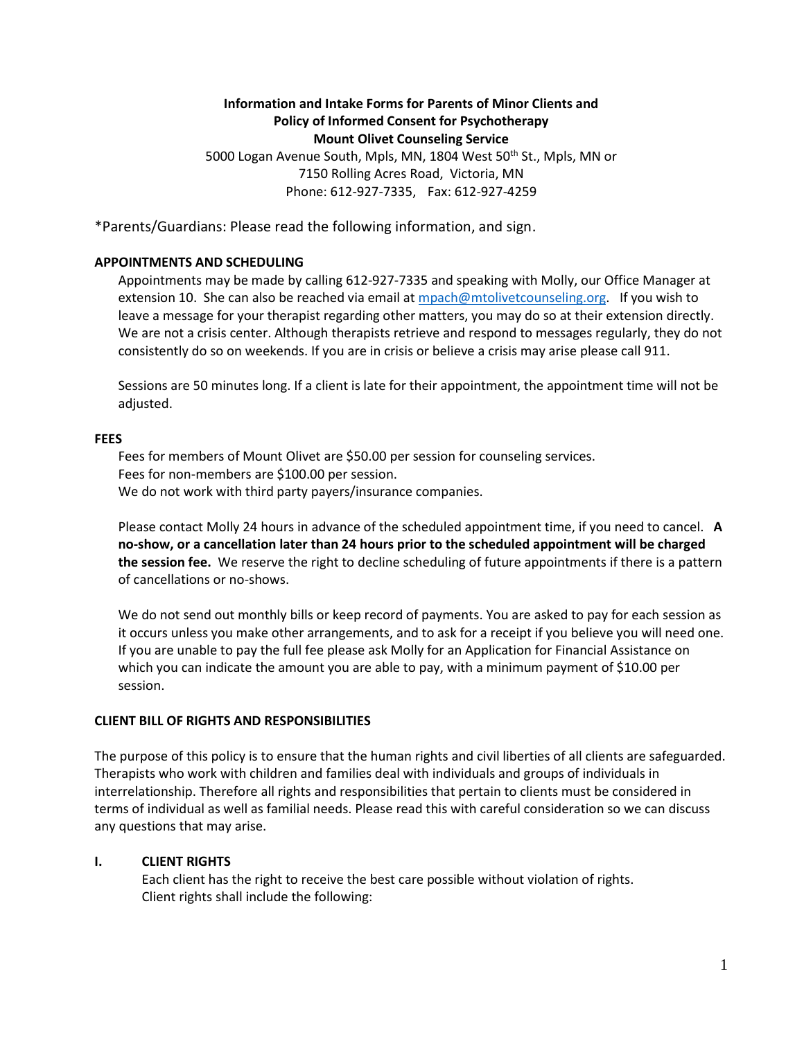**Information and Intake Forms for Parents of Minor Clients and Policy of Informed Consent for Psychotherapy**
**Mount Olivet Counseling Service**

5000 Logan Avenue South, Mpls, MN, 1804 West 50th St., Mpls, MN or
7150 Rolling Acres Road, Victoria, MN
Phone: 612-927-7335, Fax: 612-927-4259

*Parents/Guardians: Please read the following information, and sign.

## APPOINTMENTS AND SCHEDULING

Appointments may be made by calling 612-927-7335 and speaking with Molly, our Office Manager at extension 10. She can also be reached via email at mpach@mtolivetcounseling.org. If you wish to leave a message for your therapist regarding other matters, you may do so at their extension directly. We are not a crisis center. Although therapists retrieve and respond to messages regularly, they do not consistently do so on weekends. If you are in crisis or believe a crisis may arise please call 911.

Sessions are 50 minutes long. If a client is late for their appointment, the appointment time will not be adjusted.

## FEES

Fees for members of Mount Olivet are $50.00 per session for counseling services.
Fees for non-members are $100.00 per session.
We do not work with third party payers/insurance companies.

Please contact Molly 24 hours in advance of the scheduled appointment time, if you need to cancel. **A no-show, or a cancellation later than 24 hours prior to the scheduled appointment will be charged the session fee.** We reserve the right to decline scheduling of future appointments if there is a pattern of cancellations or no-shows.

We do not send out monthly bills or keep record of payments. You are asked to pay for each session as it occurs unless you make other arrangements, and to ask for a receipt if you believe you will need one. If you are unable to pay the full fee please ask Molly for an Application for Financial Assistance on which you can indicate the amount you are able to pay, with a minimum payment of $10.00 per session.

## CLIENT BILL OF RIGHTS AND RESPONSIBILITIES

The purpose of this policy is to ensure that the human rights and civil liberties of all clients are safeguarded. Therapists who work with children and families deal with individuals and groups of individuals in interrelationship. Therefore all rights and responsibilities that pertain to clients must be considered in terms of individual as well as familial needs. Please read this with careful consideration so we can discuss any questions that may arise.

### I. CLIENT RIGHTS

Each client has the right to receive the best care possible without violation of rights.
Client rights shall include the following: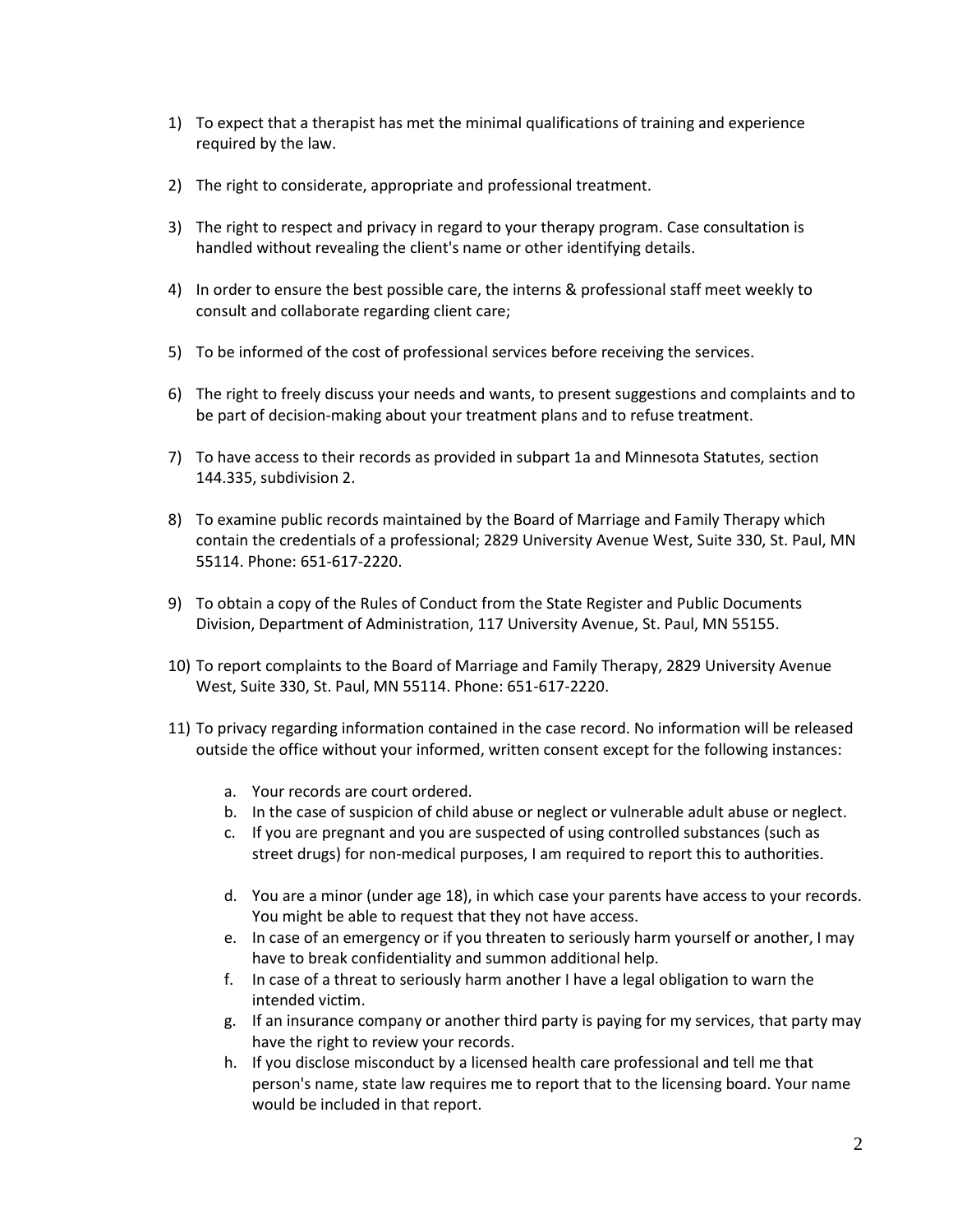1) To expect that a therapist has met the minimal qualifications of training and experience required by the law.

2) The right to considerate, appropriate and professional treatment.

3) The right to respect and privacy in regard to your therapy program. Case consultation is handled without revealing the client's name or other identifying details.

4) In order to ensure the best possible care, the interns & professional staff meet weekly to consult and collaborate regarding client care;

5) To be informed of the cost of professional services before receiving the services.

6) The right to freely discuss your needs and wants, to present suggestions and complaints and to be part of decision-making about your treatment plans and to refuse treatment.

7) To have access to their records as provided in subpart 1a and Minnesota Statutes, section 144.335, subdivision 2.

8) To examine public records maintained by the Board of Marriage and Family Therapy which contain the credentials of a professional; 2829 University Avenue West, Suite 330, St. Paul, MN 55114. Phone: 651-617-2220.

9) To obtain a copy of the Rules of Conduct from the State Register and Public Documents Division, Department of Administration, 117 University Avenue, St. Paul, MN 55155.

10) To report complaints to the Board of Marriage and Family Therapy, 2829 University Avenue West, Suite 330, St. Paul, MN 55114. Phone: 651-617-2220.

11) To privacy regarding information contained in the case record. No information will be released outside the office without your informed, written consent except for the following instances:

    a. Your records are court ordered.
    b. In the case of suspicion of child abuse or neglect or vulnerable adult abuse or neglect.
    c. If you are pregnant and you are suspected of using controlled substances (such as street drugs) for non-medical purposes, I am required to report this to authorities.
    d. You are a minor (under age 18), in which case your parents have access to your records. You might be able to request that they not have access.
    e. In case of an emergency or if you threaten to seriously harm yourself or another, I may have to break confidentiality and summon additional help.
    f. In case of a threat to seriously harm another I have a legal obligation to warn the intended victim.
    g. If an insurance company or another third party is paying for my services, that party may have the right to review your records.
    h. If you disclose misconduct by a licensed health care professional and tell me that person's name, state law requires me to report that to the licensing board. Your name would be included in that report.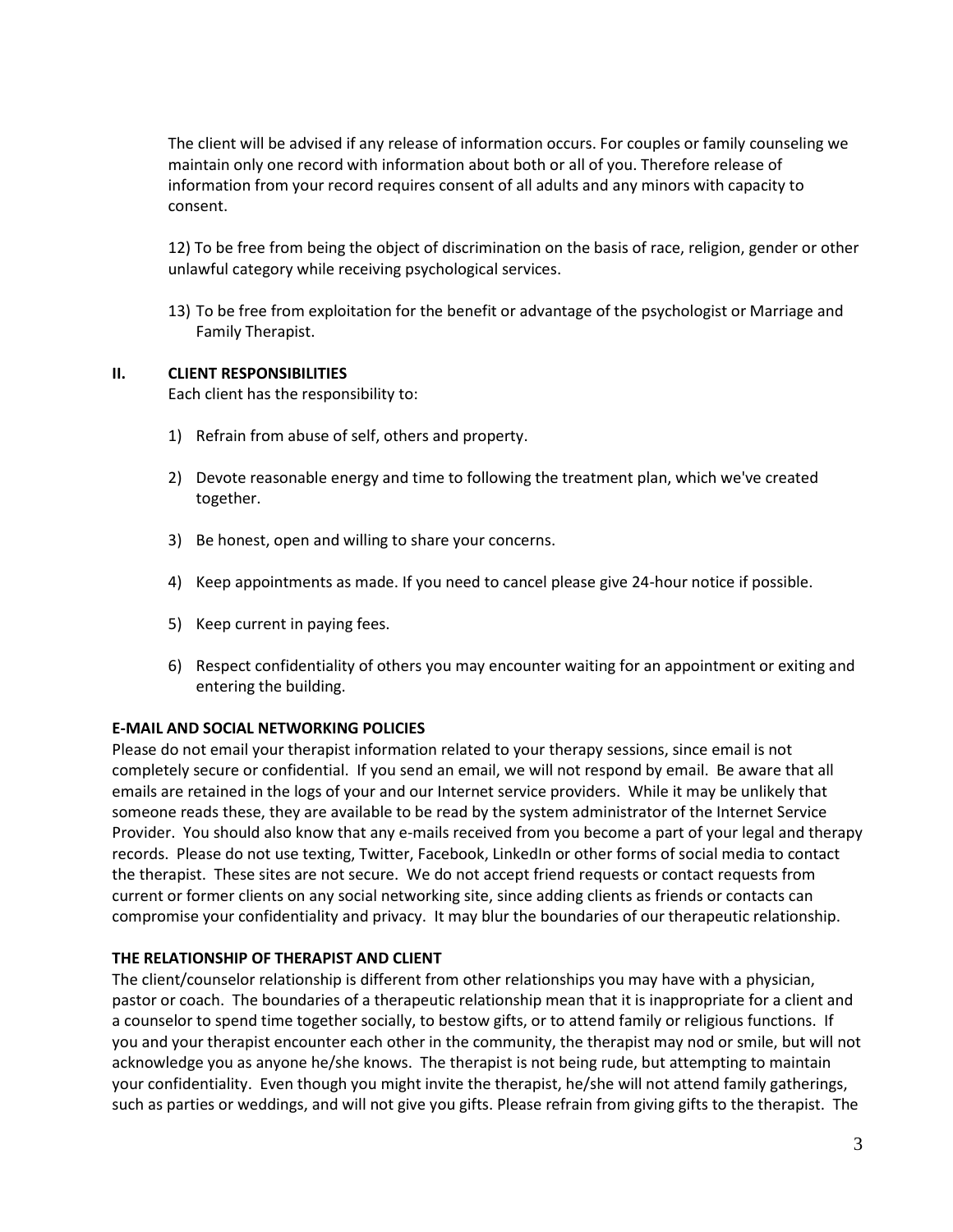The client will be advised if any release of information occurs. For couples or family counseling we maintain only one record with information about both or all of you. Therefore release of information from your record requires consent of all adults and any minors with capacity to consent.

12) To be free from being the object of discrimination on the basis of race, religion, gender or other unlawful category while receiving psychological services.

13) To be free from exploitation for the benefit or advantage of the psychologist or Marriage and Family Therapist.

## II. CLIENT RESPONSIBILITIES

Each client has the responsibility to:

1) Refrain from abuse of self, others and property.

2) Devote reasonable energy and time to following the treatment plan, which we've created together.

3) Be honest, open and willing to share your concerns.

4) Keep appointments as made. If you need to cancel please give 24-hour notice if possible.

5) Keep current in paying fees.

6) Respect confidentiality of others you may encounter waiting for an appointment or exiting and entering the building.

**E-MAIL AND SOCIAL NETWORKING POLICIES**

Please do not email your therapist information related to your therapy sessions, since email is not completely secure or confidential. If you send an email, we will not respond by email. Be aware that all emails are retained in the logs of your and our Internet service providers. While it may be unlikely that someone reads these, they are available to be read by the system administrator of the Internet Service Provider. You should also know that any e-mails received from you become a part of your legal and therapy records. Please do not use texting, Twitter, Facebook, LinkedIn or other forms of social media to contact the therapist. These sites are not secure. We do not accept friend requests or contact requests from current or former clients on any social networking site, since adding clients as friends or contacts can compromise your confidentiality and privacy. It may blur the boundaries of our therapeutic relationship.

**THE RELATIONSHIP OF THERAPIST AND CLIENT**

The client/counselor relationship is different from other relationships you may have with a physician, pastor or coach. The boundaries of a therapeutic relationship mean that it is inappropriate for a client and a counselor to spend time together socially, to bestow gifts, or to attend family or religious functions. If you and your therapist encounter each other in the community, the therapist may nod or smile, but will not acknowledge you as anyone he/she knows. The therapist is not being rude, but attempting to maintain your confidentiality. Even though you might invite the therapist, he/she will not attend family gatherings, such as parties or weddings, and will not give you gifts. Please refrain from giving gifts to the therapist. The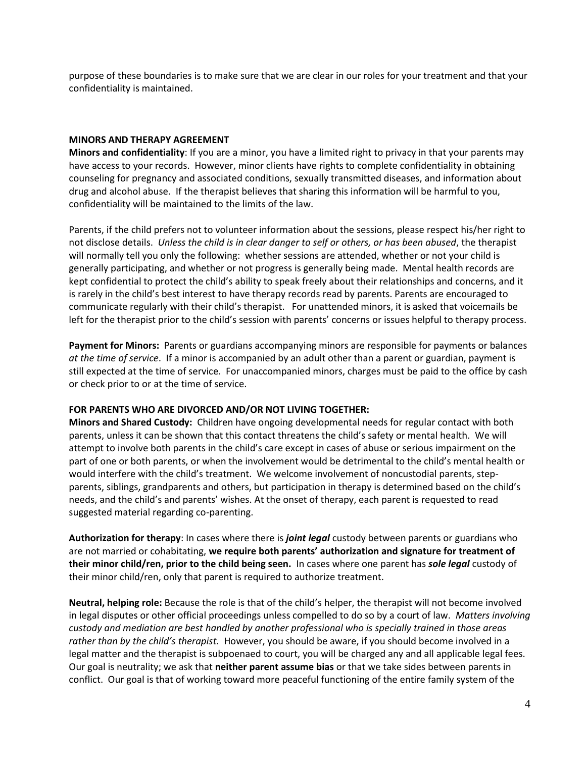purpose of these boundaries is to make sure that we are clear in our roles for your treatment and that your confidentiality is maintained.

**MINORS AND THERAPY AGREEMENT**

**Minors and confidentiality**: If you are a minor, you have a limited right to privacy in that your parents may have access to your records. However, minor clients have rights to complete confidentiality in obtaining counseling for pregnancy and associated conditions, sexually transmitted diseases, and information about drug and alcohol abuse. If the therapist believes that sharing this information will be harmful to you, confidentiality will be maintained to the limits of the law.

Parents, if the child prefers not to volunteer information about the sessions, please respect his/her right to not disclose details. *Unless the child is in clear danger to self or others, or has been abused*, the therapist will normally tell you only the following: whether sessions are attended, whether or not your child is generally participating, and whether or not progress is generally being made. Mental health records are kept confidential to protect the child's ability to speak freely about their relationships and concerns, and it is rarely in the child's best interest to have therapy records read by parents. Parents are encouraged to communicate regularly with their child's therapist. For unattended minors, it is asked that voicemails be left for the therapist prior to the child's session with parents' concerns or issues helpful to therapy process.

**Payment for Minors:** Parents or guardians accompanying minors are responsible for payments or balances *at the time of service*. If a minor is accompanied by an adult other than a parent or guardian, payment is still expected at the time of service. For unaccompanied minors, charges must be paid to the office by cash or check prior to or at the time of service.

**FOR PARENTS WHO ARE DIVORCED AND/OR NOT LIVING TOGETHER:**

**Minors and Shared Custody:** Children have ongoing developmental needs for regular contact with both parents, unless it can be shown that this contact threatens the child's safety or mental health. We will attempt to involve both parents in the child's care except in cases of abuse or serious impairment on the part of one or both parents, or when the involvement would be detrimental to the child's mental health or would interfere with the child's treatment. We welcome involvement of noncustodial parents, step-parents, siblings, grandparents and others, but participation in therapy is determined based on the child's needs, and the child's and parents' wishes. At the onset of therapy, each parent is requested to read suggested material regarding co-parenting.

**Authorization for therapy**: In cases where there is ***joint legal*** custody between parents or guardians who are not married or cohabitating, **we require both parents' authorization and signature for treatment of their minor child/ren, prior to the child being seen.** In cases where one parent has ***sole legal*** custody of their minor child/ren, only that parent is required to authorize treatment.

**Neutral, helping role:** Because the role is that of the child's helper, the therapist will not become involved in legal disputes or other official proceedings unless compelled to do so by a court of law. *Matters involving custody and mediation are best handled by another professional who is specially trained in those areas rather than by the child's therapist.* However, you should be aware, if you should become involved in a legal matter and the therapist is subpoenaed to court, you will be charged any and all applicable legal fees. Our goal is neutrality; we ask that **neither parent assume bias** or that we take sides between parents in conflict. Our goal is that of working toward more peaceful functioning of the entire family system of the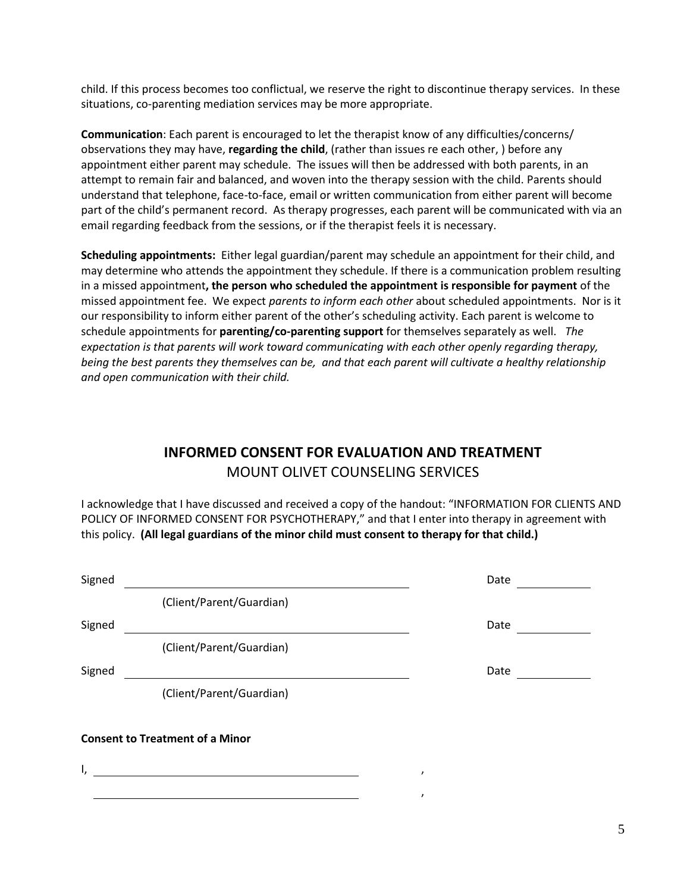child. If this process becomes too conflictual, we reserve the right to discontinue therapy services. In these situations, co-parenting mediation services may be more appropriate.

**Communication**: Each parent is encouraged to let the therapist know of any difficulties/concerns/ observations they may have, **regarding the child**, (rather than issues re each other, ) before any appointment either parent may schedule. The issues will then be addressed with both parents, in an attempt to remain fair and balanced, and woven into the therapy session with the child. Parents should understand that telephone, face-to-face, email or written communication from either parent will become part of the child's permanent record. As therapy progresses, each parent will be communicated with via an email regarding feedback from the sessions, or if the therapist feels it is necessary.

**Scheduling appointments:** Either legal guardian/parent may schedule an appointment for their child, and may determine who attends the appointment they schedule. If there is a communication problem resulting in a missed appointment**, the person who scheduled the appointment is responsible for payment** of the missed appointment fee. We expect *parents to inform each other* about scheduled appointments. Nor is it our responsibility to inform either parent of the other's scheduling activity. Each parent is welcome to schedule appointments for **parenting/co-parenting support** for themselves separately as well. *The expectation is that parents will work toward communicating with each other openly regarding therapy, being the best parents they themselves can be, and that each parent will cultivate a healthy relationship and open communication with their child.*

## INFORMED CONSENT FOR EVALUATION AND TREATMENT

MOUNT OLIVET COUNSELING SERVICES

I acknowledge that I have discussed and received a copy of the handout: "INFORMATION FOR CLIENTS AND POLICY OF INFORMED CONSENT FOR PSYCHOTHERAPY," and that I enter into therapy in agreement with this policy. **(All legal guardians of the minor child must consent to therapy for that child.)**

Signed ______________________________ Date __________
(Client/Parent/Guardian)

Signed ______________________________ Date __________
(Client/Parent/Guardian)

Signed ______________________________ Date __________
(Client/Parent/Guardian)

**Consent to Treatment of a Minor**

I, ______________________________ ,

______________________________ ,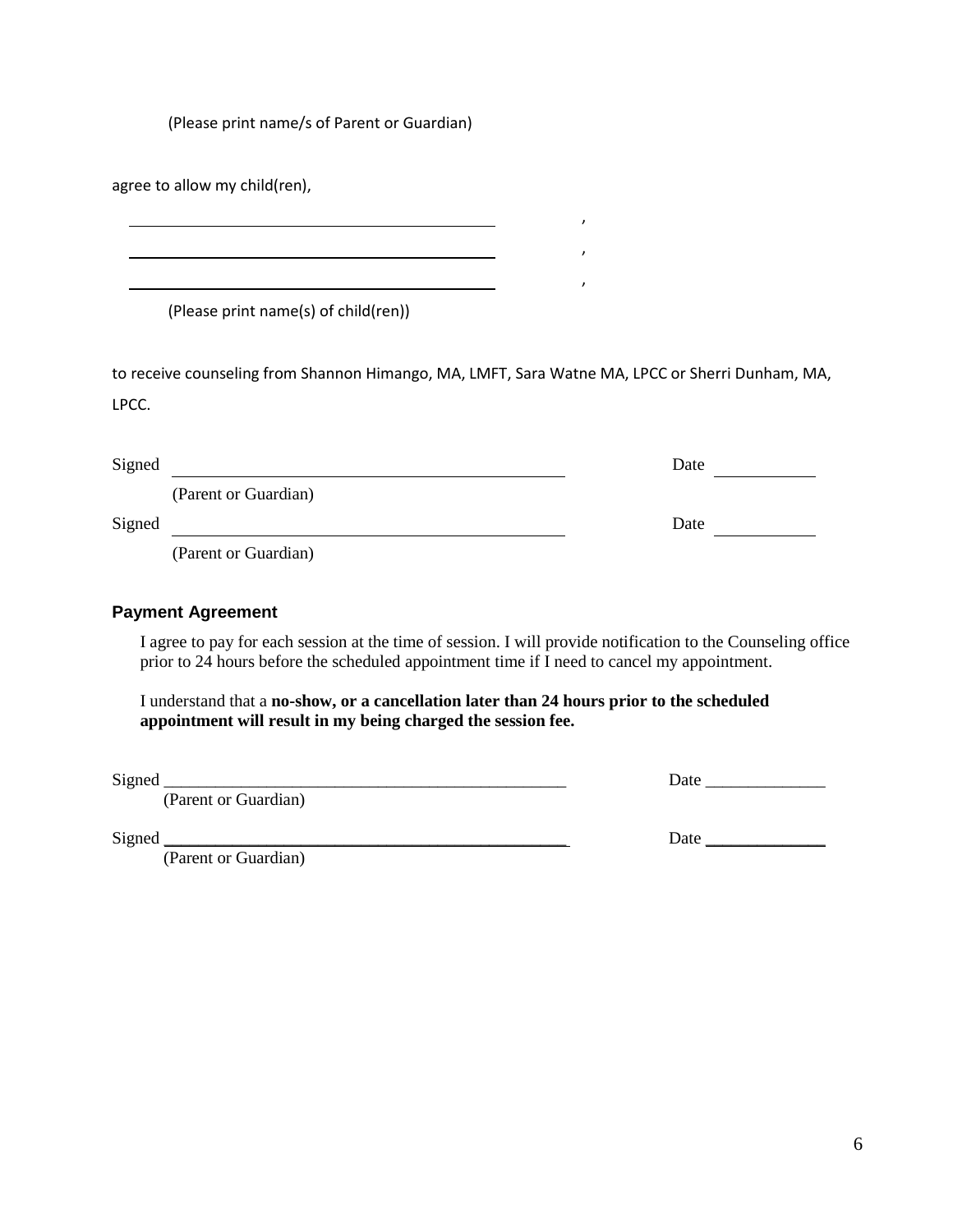(Please print name/s of Parent or Guardian)

agree to allow my child(ren),

_______________________________________________ ,

_______________________________________________ ,

_______________________________________________ ,

(Please print name(s) of child(ren))

to receive counseling from Shannon Himango, MA, LMFT, Sara Watne MA, LPCC or Sherri Dunham, MA, LPCC.

Signed _______________________________________________ Date ____________

(Parent or Guardian)

Signed _______________________________________________ Date ____________

(Parent or Guardian)

## Payment Agreement

I agree to pay for each session at the time of session. I will provide notification to the Counseling office prior to 24 hours before the scheduled appointment time if I need to cancel my appointment.

I understand that a **no-show, or a cancellation later than 24 hours prior to the scheduled appointment will result in my being charged the session fee.**

Signed _______________________________________________ Date ______________

(Parent or Guardian)

Signed _______________________________________________ Date ______________

(Parent or Guardian)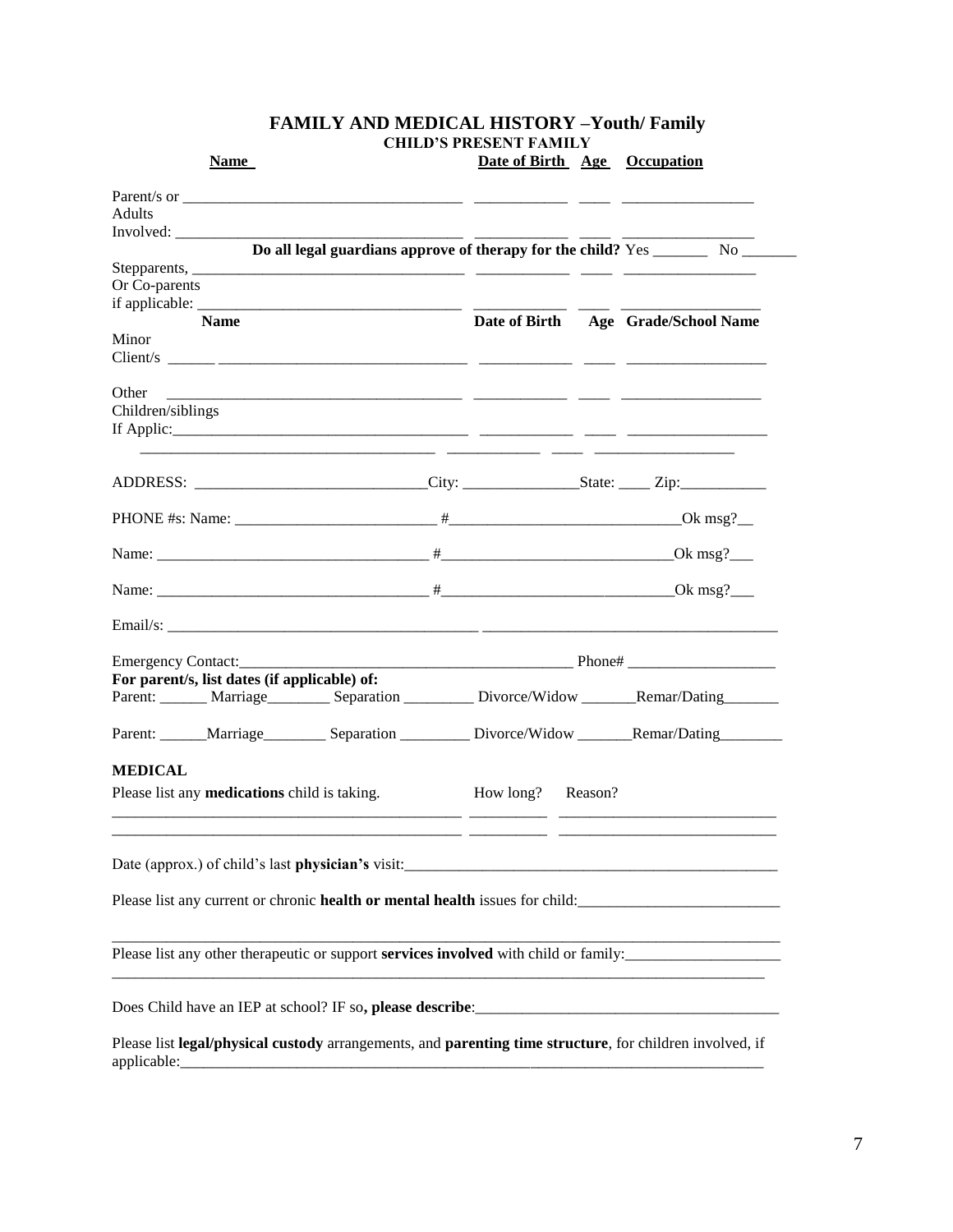# FAMILY AND MEDICAL HISTORY –Youth/ Family

## CHILD'S PRESENT FAMILY

| | Name | Date of Birth | Age | Occupation |
|---|---|---|---|---|
| Parent/s or Adults Involved: | ________________ | __________ | ____ | ______________ |
| | ________________ | __________ | ____ | ______________ |

**Do all legal guardians approve of therapy for the child?** Yes _______ No _______

| | Name | Date of Birth | Age | Occupation |
|---|---|---|---|---|
| Stepparents, Or Co-parents if applicable: | ________________ | __________ | ____ | ______________ |
| | ________________ | __________ | ____ | ______________ |

| | Name | Date of Birth | Age | Grade/School Name |
|---|---|---|---|---|
| Minor Client/s | ______ ________________ | __________ | ____ | ______________ |
| Other Children/siblings If Applic: | ________________ | __________ | ____ | ______________ |
| | ________________ | __________ | ____ | ______________ |
| | ________________ | __________ | ____ | ______________ |

ADDRESS: ___________________________City: ______________State: ____ Zip:___________

PHONE #s: Name: _________________________ #____________________________Ok msg?__

Name: _________________________________ #____________________________Ok msg?___

Name: _________________________________ #____________________________Ok msg?___

Email/s: ______________________________________ ____________________________________

Emergency Contact:__________________________________________ Phone# __________________

**For parent/s, list dates (if applicable) of:**

Parent: ______ Marriage________ Separation _________ Divorce/Widow _______Remar/Dating_______

Parent: ______Marriage________ Separation _________ Divorce/Widow _______Remar/Dating________

**MEDICAL**

Please list any **medications** child is taking. How long? Reason?

___________________________________________ __________ ___________________________

___________________________________________ __________ ___________________________

Date (approx.) of child's last **physician's** visit:_________________________________________________

Please list any current or chronic **health or mental health** issues for child:__________________________

_____________________________________________________________________________________

Please list any other therapeutic or support **services involved** with child or family:___________________

_____________________________________________________________________________________

Does Child have an IEP at school? IF so**, please describe**:_______________________________________

Please list **legal/physical custody** arrangements, and **parenting time structure**, for children involved, if applicable:___________________________________________________________________________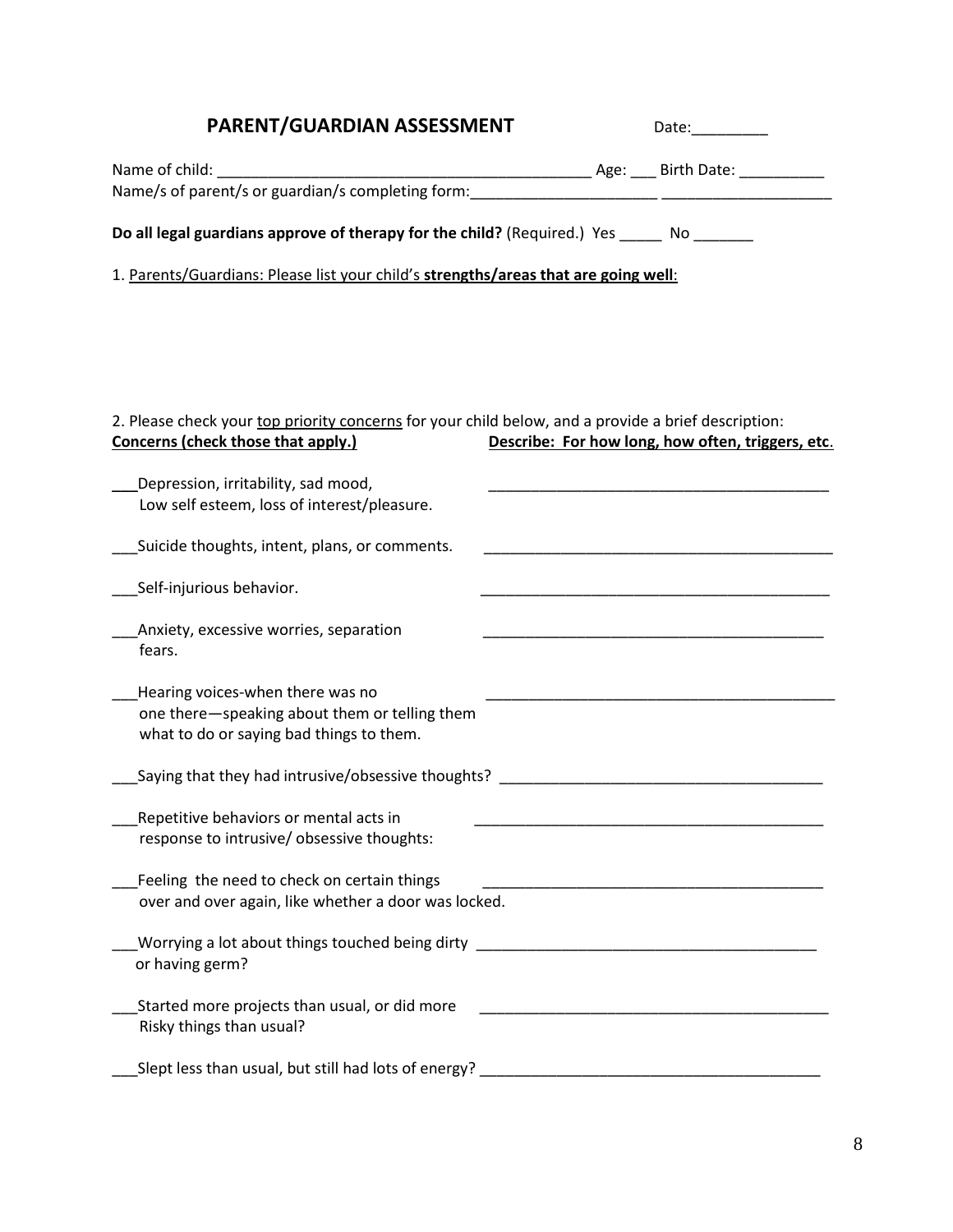## PARENT/GUARDIAN ASSESSMENT

Date:_________

Name of child: _____________________________________________ Age: ___ Birth Date: __________

Name/s of parent/s or guardian/s completing form:______________________ ____________________

**Do all legal guardians approve of therapy for the child?** (Required.) Yes _____ No _______

1. Parents/Guardians: Please list your child's **strengths/areas that are going well**:

2. Please check your top priority concerns for your child below, and a provide a brief description:

| **Concerns (check those that apply.)** | **Describe: For how long, how often, triggers, etc.** |
|---|---|
| ___Depression, irritability, sad mood, Low self esteem, loss of interest/pleasure. | _________________________________________ |
| ___Suicide thoughts, intent, plans, or comments. | _________________________________________ |
| ___Self-injurious behavior. | _________________________________________ |
| ___Anxiety, excessive worries, separation fears. | _________________________________________ |
| ___Hearing voices-when there was no one there—speaking about them or telling them what to do or saying bad things to them. | _________________________________________ |
| ___Saying that they had intrusive/obsessive thoughts? | _________________________________________ |
| ___Repetitive behaviors or mental acts in response to intrusive/ obsessive thoughts: | _________________________________________ |
| ___Feeling the need to check on certain things over and over again, like whether a door was locked. | _________________________________________ |
| ___Worrying a lot about things touched being dirty or having germ? | _________________________________________ |
| ___Started more projects than usual, or did more Risky things than usual? | _________________________________________ |
| ___Slept less than usual, but still had lots of energy? | _________________________________________ |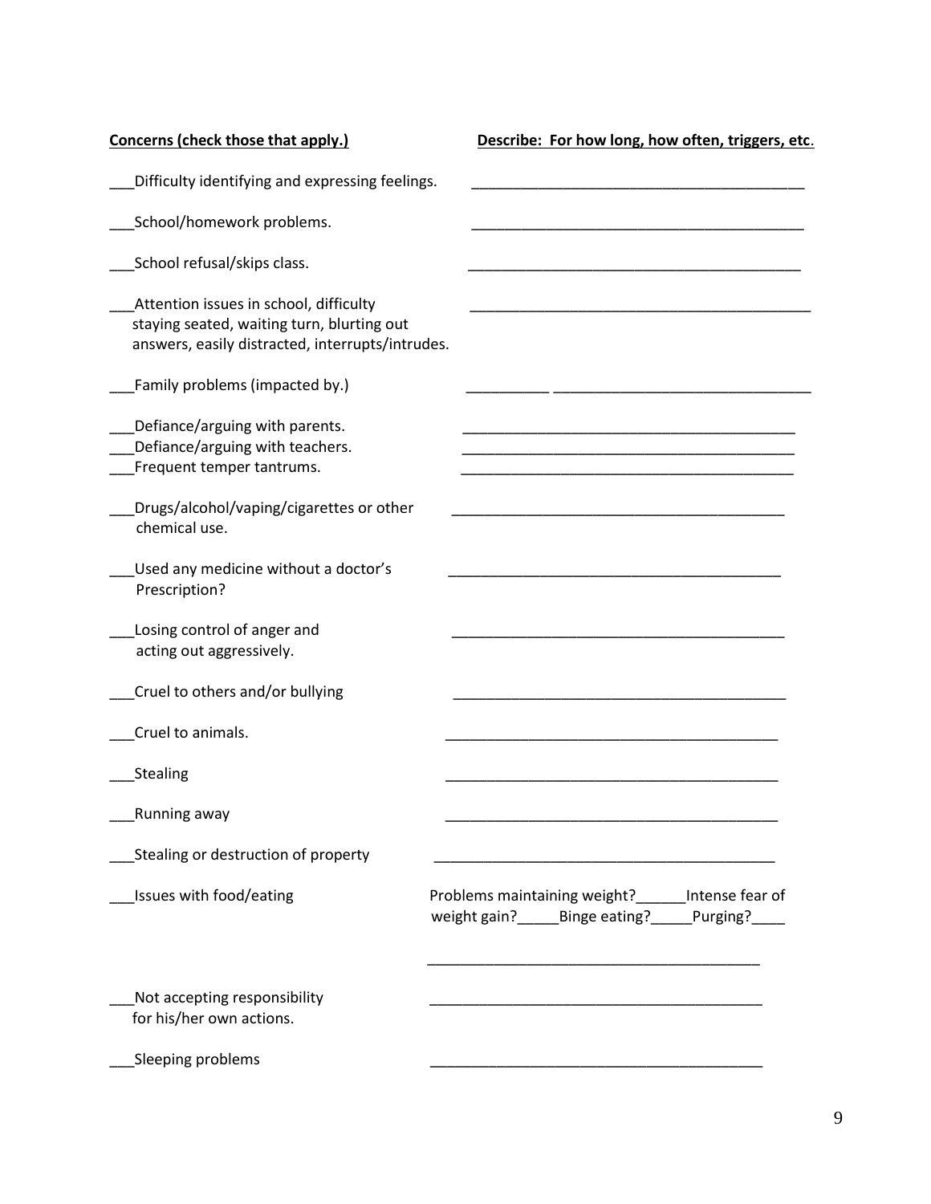| Concerns (check those that apply.) | Describe: For how long, how often, triggers, etc. |
|---|---|
| ___Difficulty identifying and expressing feelings. | ________________________________________ |
| ___School/homework problems. | ________________________________________ |
| ___School refusal/skips class. | ________________________________________ |
| ___Attention issues in school, difficulty staying seated, waiting turn, blurting out answers, easily distracted, interrupts/intrudes. | ________________________________________ |
| ___Family problems (impacted by.) | __________ ______________________________ |
| ___Defiance/arguing with parents. | ________________________________________ |
| ___Defiance/arguing with teachers. | ________________________________________ |
| ___Frequent temper tantrums. | ________________________________________ |
| ___Drugs/alcohol/vaping/cigarettes or other chemical use. | ________________________________________ |
| ___Used any medicine without a doctor's Prescription? | ________________________________________ |
| ___Losing control of anger and acting out aggressively. | ________________________________________ |
| ___Cruel to others and/or bullying | ________________________________________ |
| ___Cruel to animals. | ________________________________________ |
| ___Stealing | ________________________________________ |
| ___Running away | ________________________________________ |
| ___Stealing or destruction of property | ________________________________________ |
| ___Issues with food/eating | Problems maintaining weight?______Intense fear of weight gain?_____Binge eating?_____Purging?____ ________________________________________ |
| ___Not accepting responsibility for his/her own actions. | ________________________________________ |
| ___Sleeping problems | ________________________________________ |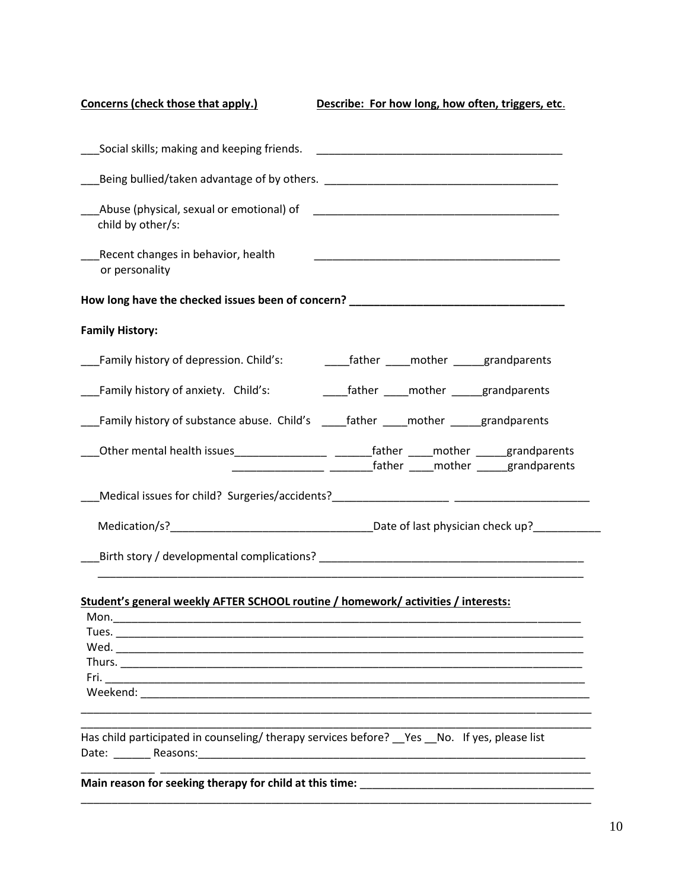**Concerns (check those that apply.)** **Describe: For how long, how often, triggers, etc.**

___Social skills; making and keeping friends. ________________________________________

___Being bullied/taken advantage of by others. ______________________________________

___Abuse (physical, sexual or emotional) of child by other/s: ________________________________________

___Recent changes in behavior, health or personality ________________________________________

**How long have the checked issues been of concern? ___________________________________**

**Family History:**

___Family history of depression. Child's: ____father ____mother _____grandparents

___Family history of anxiety. Child's: ____father ____mother _____grandparents

___Family history of substance abuse. Child's ____father ____mother _____grandparents

___Other mental health issues_______________ ______father ____mother _____grandparents
_______________ _______father ____mother _____grandparents

___Medical issues for child? Surgeries/accidents?___________________ ______________________

Medication/s?_________________________________Date of last physician check up?___________

___Birth story / developmental complications? ___________________________________________
_________________________________________________________________________________

**Student's general weekly AFTER SCHOOL routine / homework/ activities / interests:**

Mon.____________________________________________________________________________
Tues. ____________________________________________________________________________
Wed. ____________________________________________________________________________
Thurs. ___________________________________________________________________________
Fri. ______________________________________________________________________________
Weekend: _________________________________________________________________________
_________________________________________________________________________________
_________________________________________________________________________________

Has child participated in counseling/ therapy services before? __Yes __No. If yes, please list
Date: ______ Reasons:____________________________________________________________
____________ _____________________________________________________________________

**Main reason for seeking therapy for child at this time:** _____________________________________
_________________________________________________________________________________